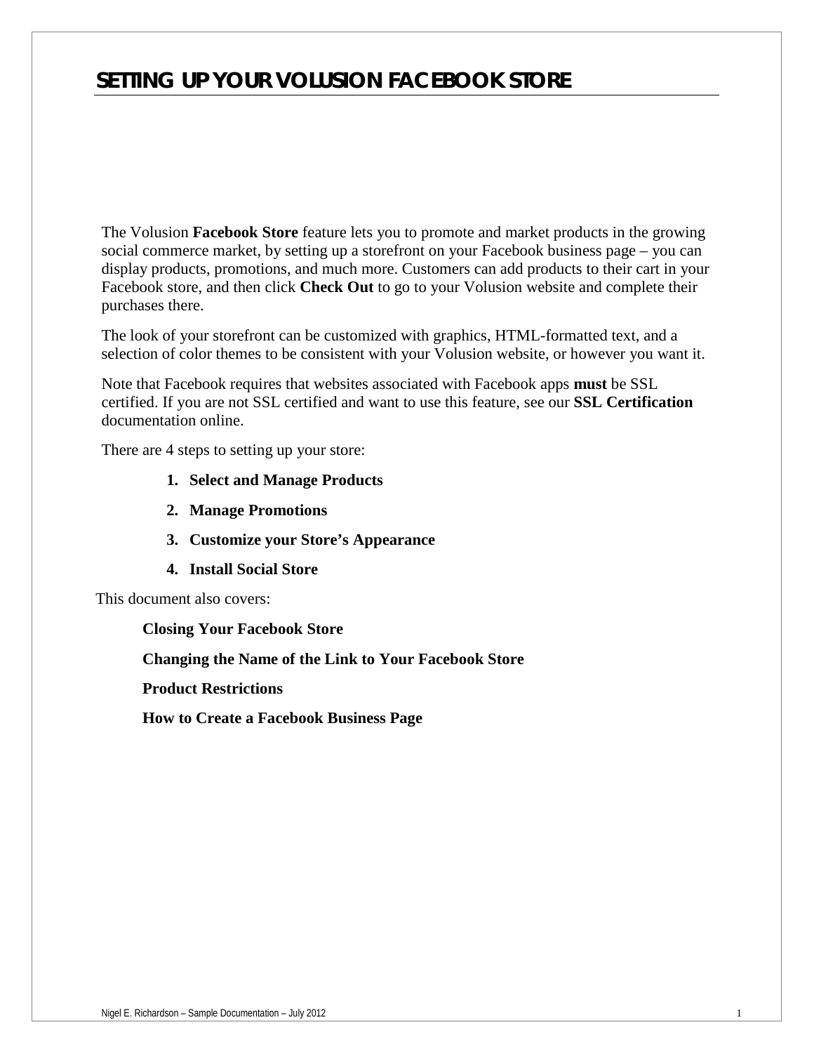# SETTING UP YOUR VOLUSION FACEBOOK STORE

The Volusion **Facebook Store** feature lets you to promote and market products in the growing social commerce market, by setting up a storefront on your Facebook business page – you can display products, promotions, and much more. Customers can add products to their cart in your Facebook store, and then click **Check Out** to go to your Volusion website and complete their purchases there.

The look of your storefront can be customized with graphics, HTML-formatted text, and a selection of color themes to be consistent with your Volusion website, or however you want it.

Note that Facebook requires that websites associated with Facebook apps **must** be SSL certified. If you are not SSL certified and want to use this feature, see our **SSL Certification** documentation online.

There are 4 steps to setting up your store:

1. **Select and Manage Products**
2. **Manage Promotions**
3. **Customize your Store's Appearance**
4. **Install Social Store**

This document also covers:

**Closing Your Facebook Store**

**Changing the Name of the Link to Your Facebook Store**

**Product Restrictions**

**How to Create a Facebook Business Page**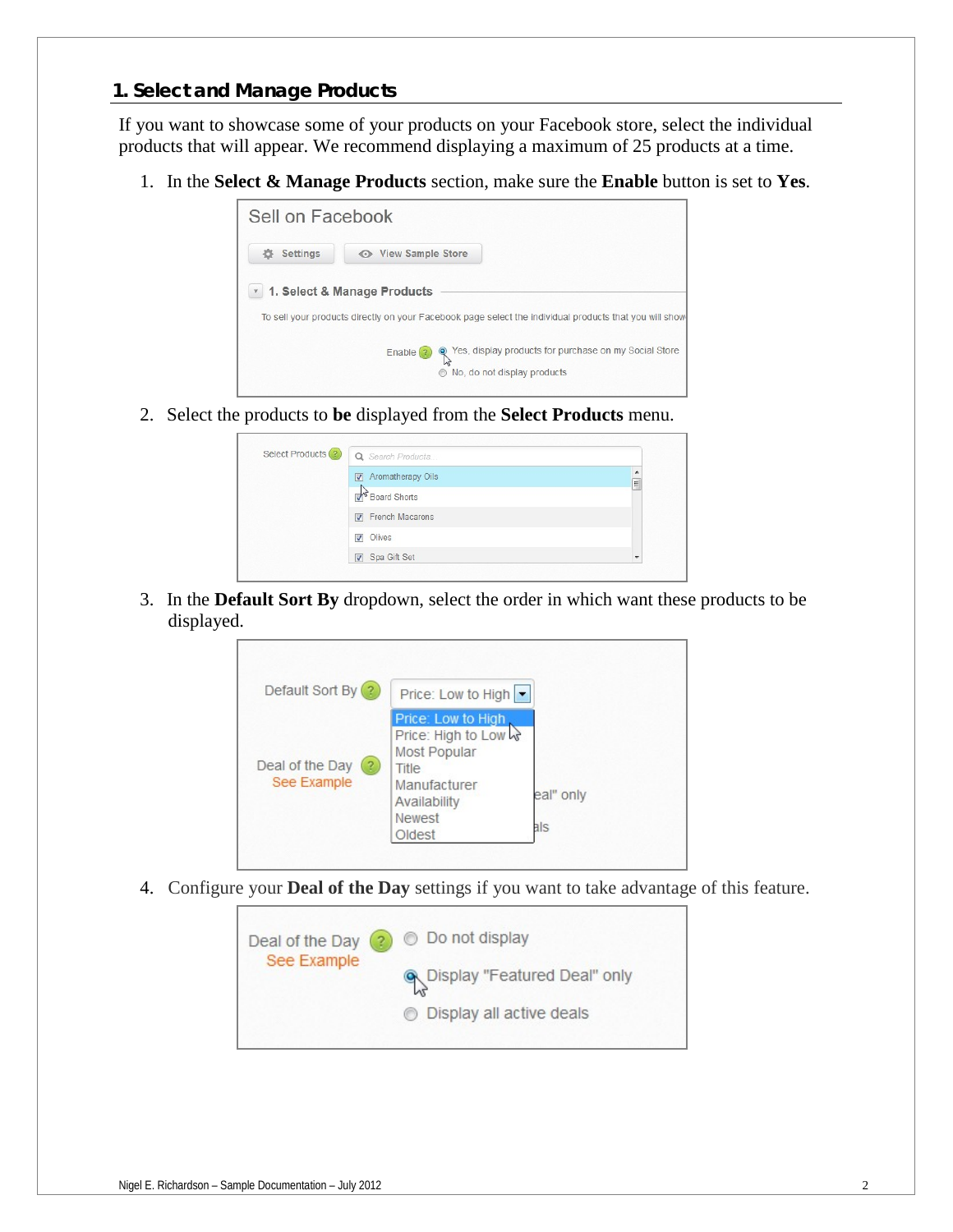## 1. Select and Manage Products

If you want to showcase some of your products on your Facebook store, select the individual products that will appear. We recommend displaying a maximum of 25 products at a time.

1. In the **Select & Manage Products** section, make sure the **Enable** button is set to **Yes**.

2. Select the products to **be** displayed from the **Select Products** menu.

3. In the **Default Sort By** dropdown, select the order in which want these products to be displayed.

4. Configure your **Deal of the Day** settings if you want to take advantage of this feature.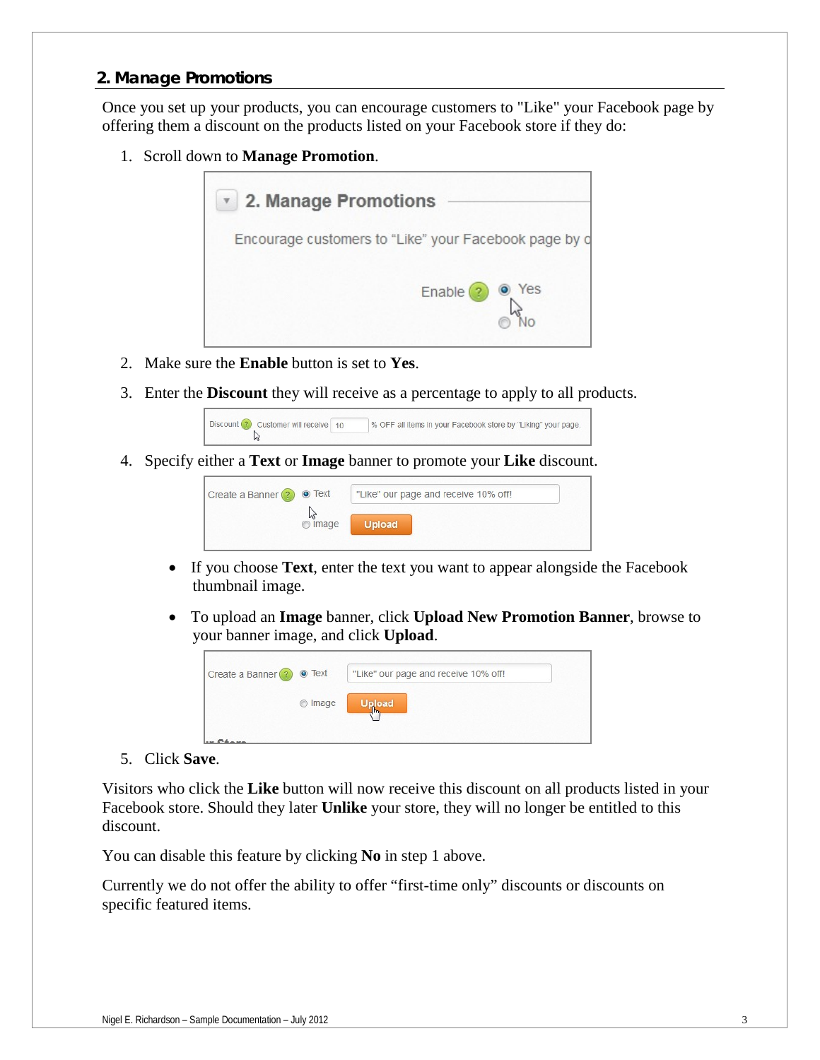## 2. Manage Promotions

Once you set up your products, you can encourage customers to "Like" your Facebook page by offering them a discount on the products listed on your Facebook store if they do:

1. Scroll down to **Manage Promotion**.

2. Make sure the **Enable** button is set to **Yes**.

3. Enter the **Discount** they will receive as a percentage to apply to all products.

4. Specify either a **Text** or **Image** banner to promote your **Like** discount.

   - If you choose **Text**, enter the text you want to appear alongside the Facebook thumbnail image.
   - To upload an **Image** banner, click **Upload New Promotion Banner**, browse to your banner image, and click **Upload**.

5. Click **Save**.

Visitors who click the **Like** button will now receive this discount on all products listed in your Facebook store. Should they later **Unlike** your store, they will no longer be entitled to this discount.

You can disable this feature by clicking **No** in step 1 above.

Currently we do not offer the ability to offer “first-time only” discounts or discounts on specific featured items.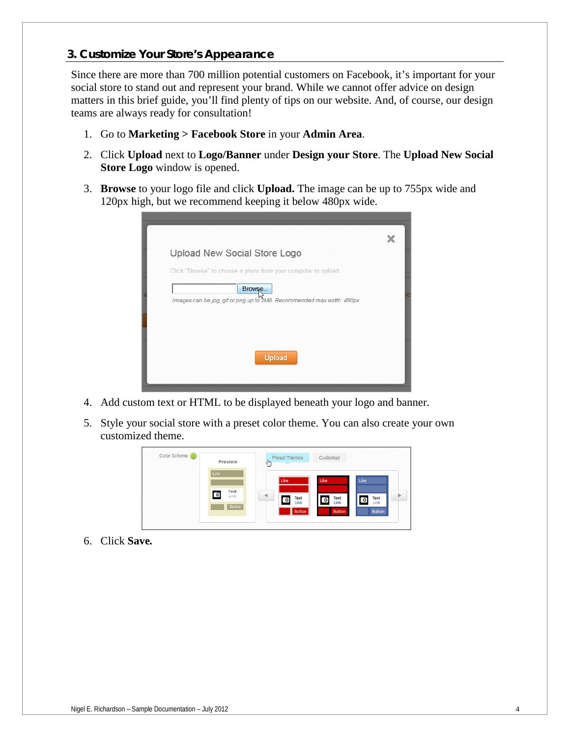## 3. Customize Your Store's Appearance

Since there are more than 700 million potential customers on Facebook, it's important for your social store to stand out and represent your brand. While we cannot offer advice on design matters in this brief guide, you'll find plenty of tips on our website. And, of course, our design teams are always ready for consultation!

1. Go to **Marketing > Facebook Store** in your **Admin Area**.
2. Click **Upload** next to **Logo/Banner** under **Design your Store**. The **Upload New Social Store Logo** window is opened.
3. **Browse** to your logo file and click **Upload.** The image can be up to 755px wide and 120px high, but we recommend keeping it below 480px wide.
4. Add custom text or HTML to be displayed beneath your logo and banner.
5. Style your social store with a preset color theme. You can also create your own customized theme.
6. Click **Save.**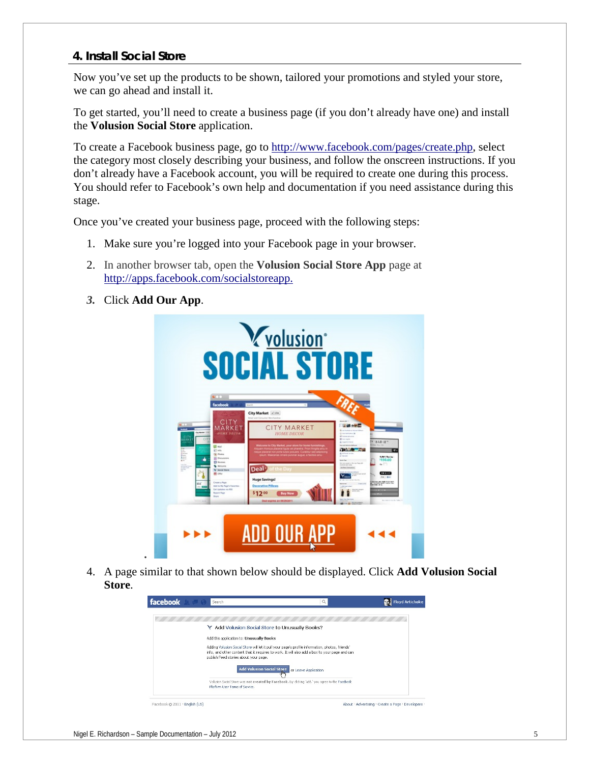## 4. Install Social Store

Now you've set up the products to be shown, tailored your promotions and styled your store, we can go ahead and install it.

To get started, you'll need to create a business page (if you don't already have one) and install the **Volusion Social Store** application.

To create a Facebook business page, go to http://www.facebook.com/pages/create.php, select the category most closely describing your business, and follow the onscreen instructions. If you don't already have a Facebook account, you will be required to create one during this process. You should refer to Facebook's own help and documentation if you need assistance during this stage.

Once you've created your business page, proceed with the following steps:

1. Make sure you're logged into your Facebook page in your browser.
2. In another browser tab, open the **Volusion Social Store App** page at http://apps.facebook.com/socialstoreapp.
3. Click **Add Our App**.

4. A page similar to that shown below should be displayed. Click **Add Volusion Social Store**.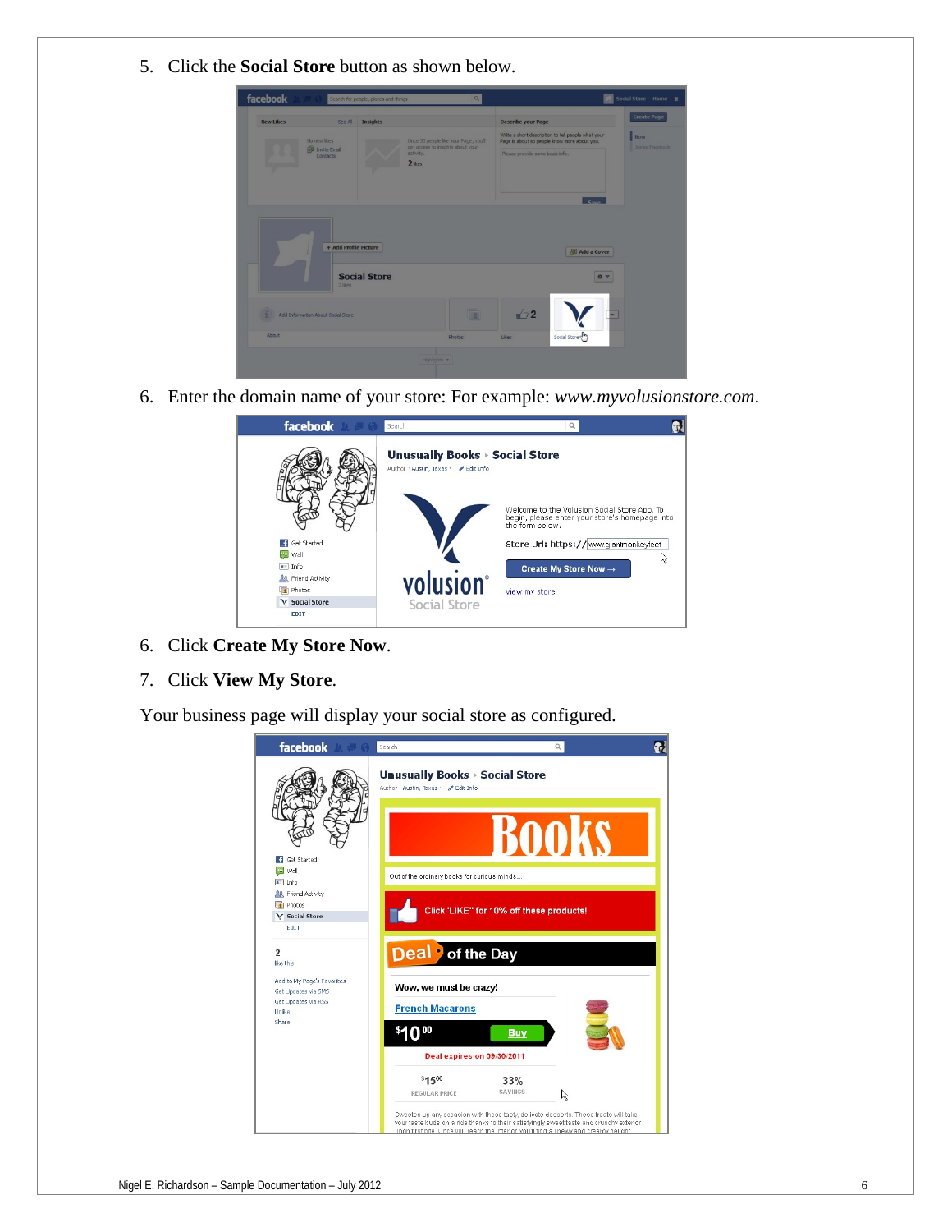5. Click the **Social Store** button as shown below.

6. Enter the domain name of your store: For example: *www.myvolusionstore.com*.

6. Click **Create My Store Now**.

7. Click **View My Store**.

Your business page will display your social store as configured.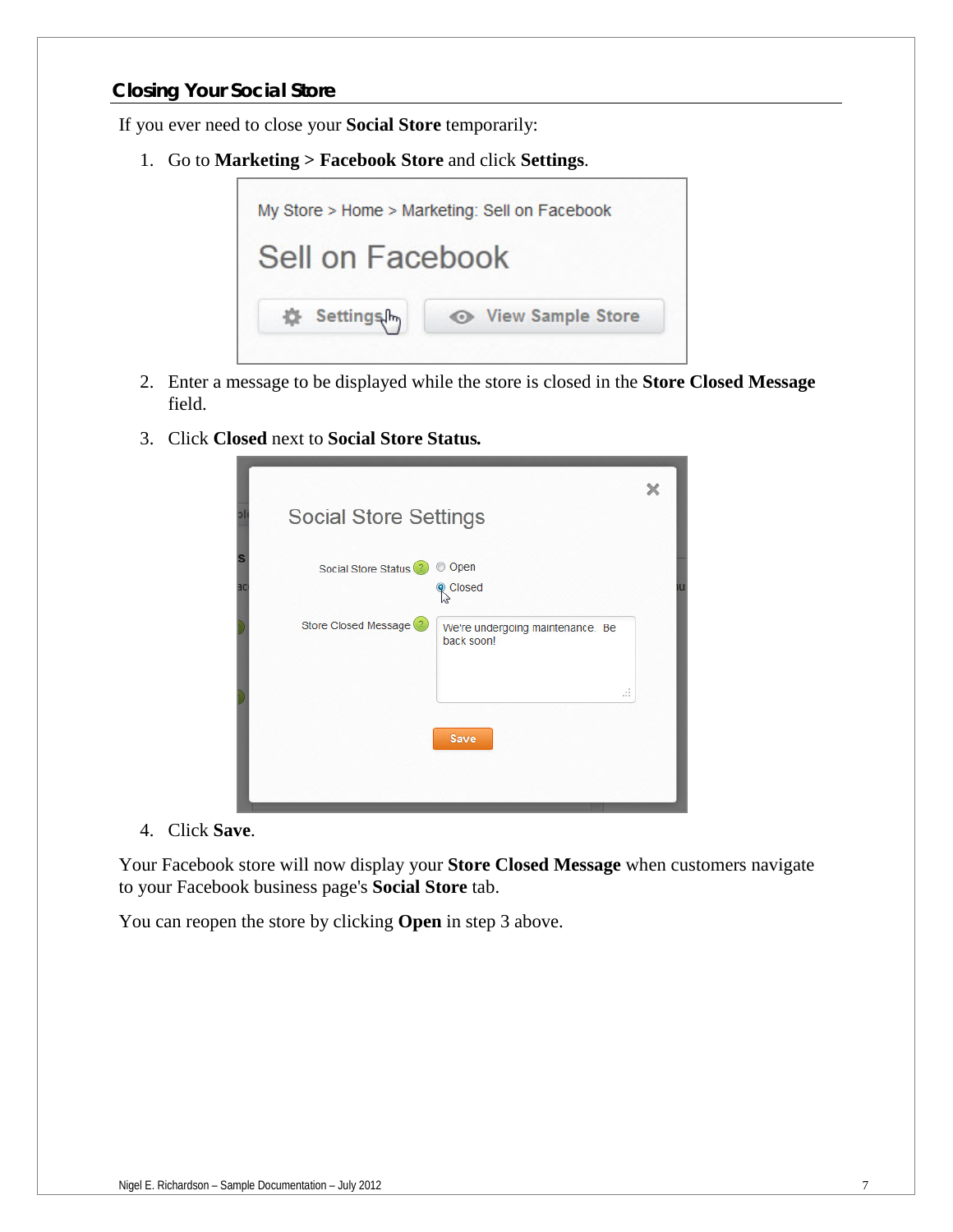## Closing Your Social Store

If you ever need to close your **Social Store** temporarily:

1. Go to **Marketing > Facebook Store** and click **Settings**.

2. Enter a message to be displayed while the store is closed in the **Store Closed Message** field.

3. Click **Closed** next to **Social Store Status.**

4. Click **Save**.

Your Facebook store will now display your **Store Closed Message** when customers navigate to your Facebook business page's **Social Store** tab.

You can reopen the store by clicking **Open** in step 3 above.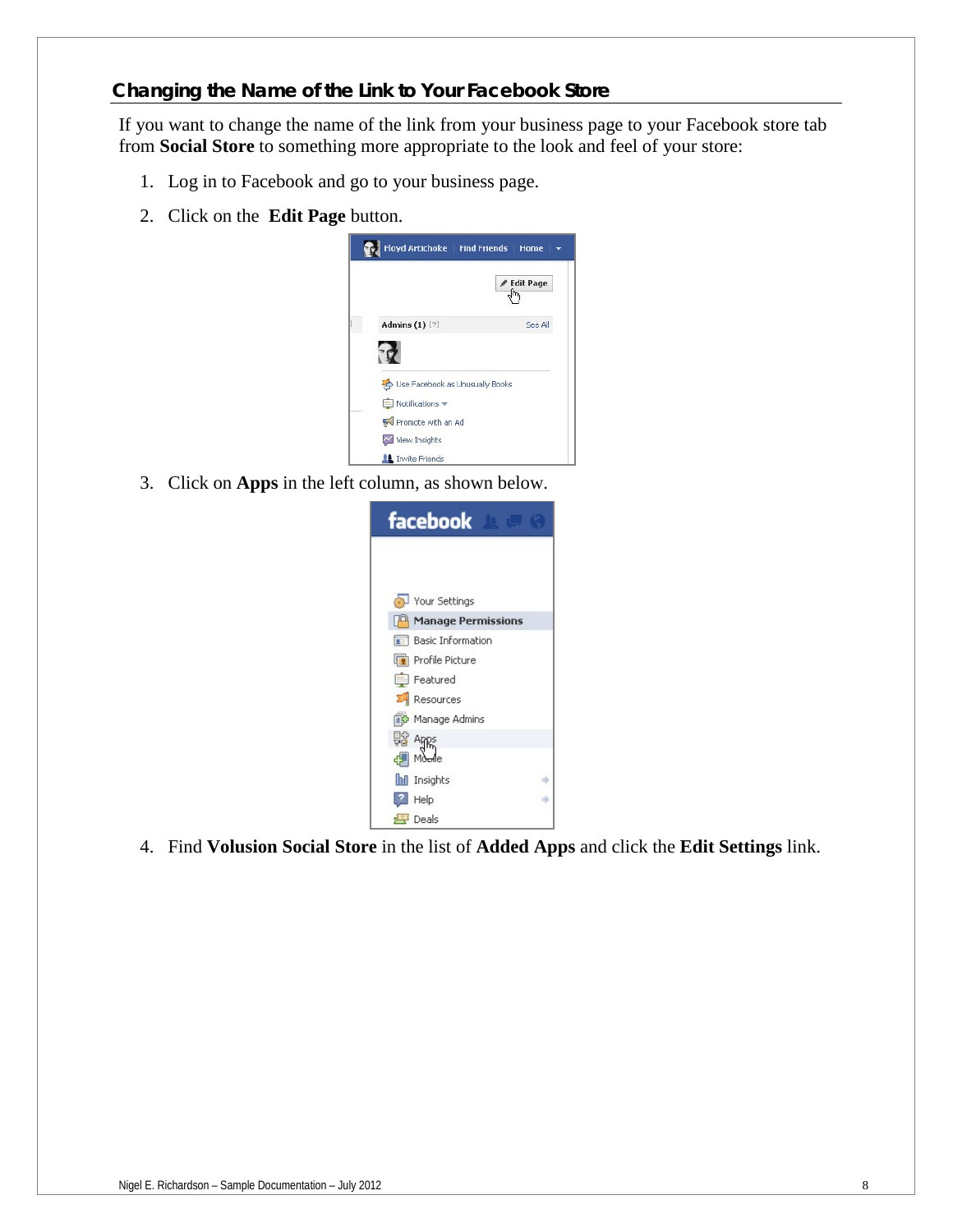## Changing the Name of the Link to Your Facebook Store

If you want to change the name of the link from your business page to your Facebook store tab from **Social Store** to something more appropriate to the look and feel of your store:

1. Log in to Facebook and go to your business page.
2. Click on the **Edit Page** button.
3. Click on **Apps** in the left column, as shown below.
4. Find **Volusion Social Store** in the list of **Added Apps** and click the **Edit Settings** link.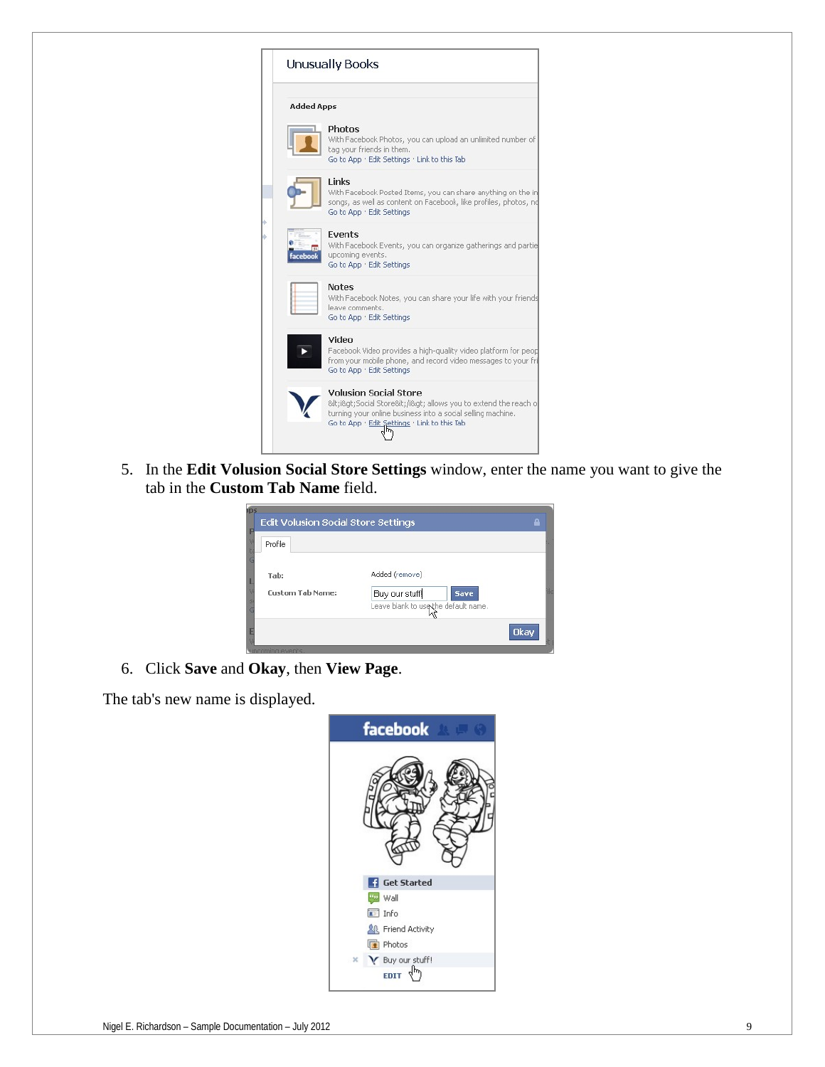5. In the **Edit Volusion Social Store Settings** window, enter the name you want to give the tab in the **Custom Tab Name** field.

6. Click **Save** and **Okay**, then **View Page**.

The tab's new name is displayed.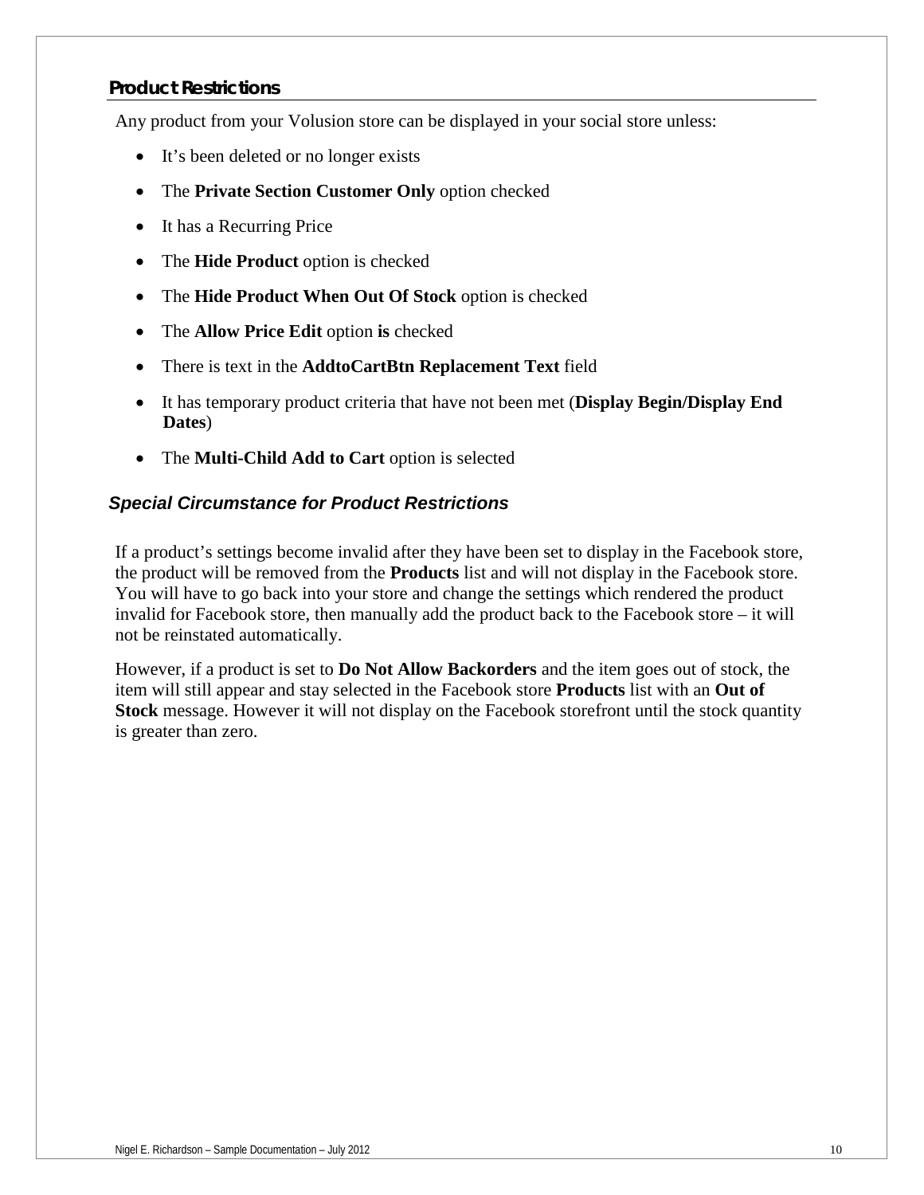## Product Restrictions

Any product from your Volusion store can be displayed in your social store unless:

- It's been deleted or no longer exists
- The **Private Section Customer Only** option checked
- It has a Recurring Price
- The **Hide Product** option is checked
- The **Hide Product When Out Of Stock** option is checked
- The **Allow Price Edit** option **is** checked
- There is text in the **AddtoCartBtn Replacement Text** field
- It has temporary product criteria that have not been met (**Display Begin/Display End Dates**)
- The **Multi-Child Add to Cart** option is selected

### *Special Circumstance for Product Restrictions*

If a product's settings become invalid after they have been set to display in the Facebook store, the product will be removed from the **Products** list and will not display in the Facebook store. You will have to go back into your store and change the settings which rendered the product invalid for Facebook store, then manually add the product back to the Facebook store – it will not be reinstated automatically.

However, if a product is set to **Do Not Allow Backorders** and the item goes out of stock, the item will still appear and stay selected in the Facebook store **Products** list with an **Out of Stock** message. However it will not display on the Facebook storefront until the stock quantity is greater than zero.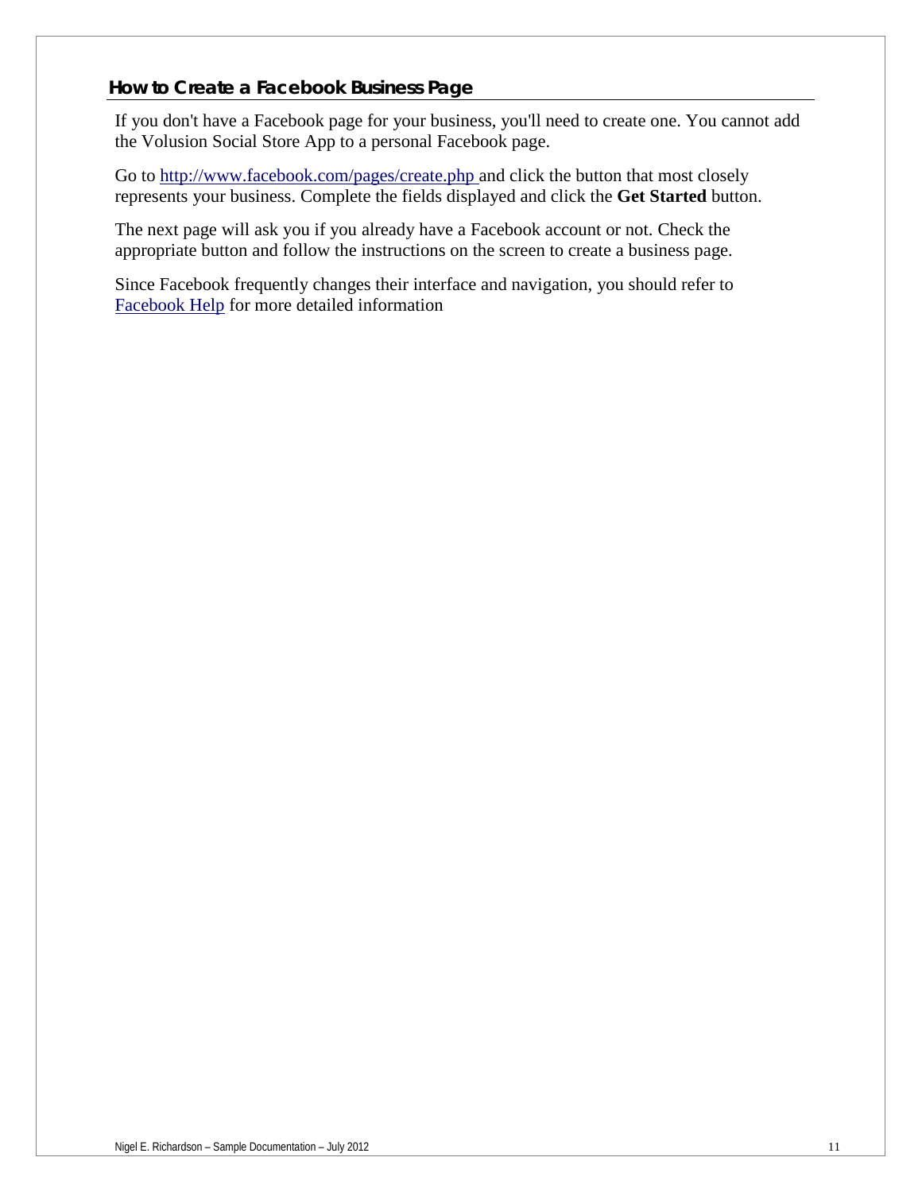## How to Create a Facebook Business Page

If you don't have a Facebook page for your business, you'll need to create one. You cannot add the Volusion Social Store App to a personal Facebook page.

Go to [http://www.facebook.com/pages/create.php](http://www.facebook.com/pages/create.php) and click the button that most closely represents your business. Complete the fields displayed and click the **Get Started** button.

The next page will ask you if you already have a Facebook account or not. Check the appropriate button and follow the instructions on the screen to create a business page.

Since Facebook frequently changes their interface and navigation, you should refer to [Facebook Help](Facebook Help) for more detailed information